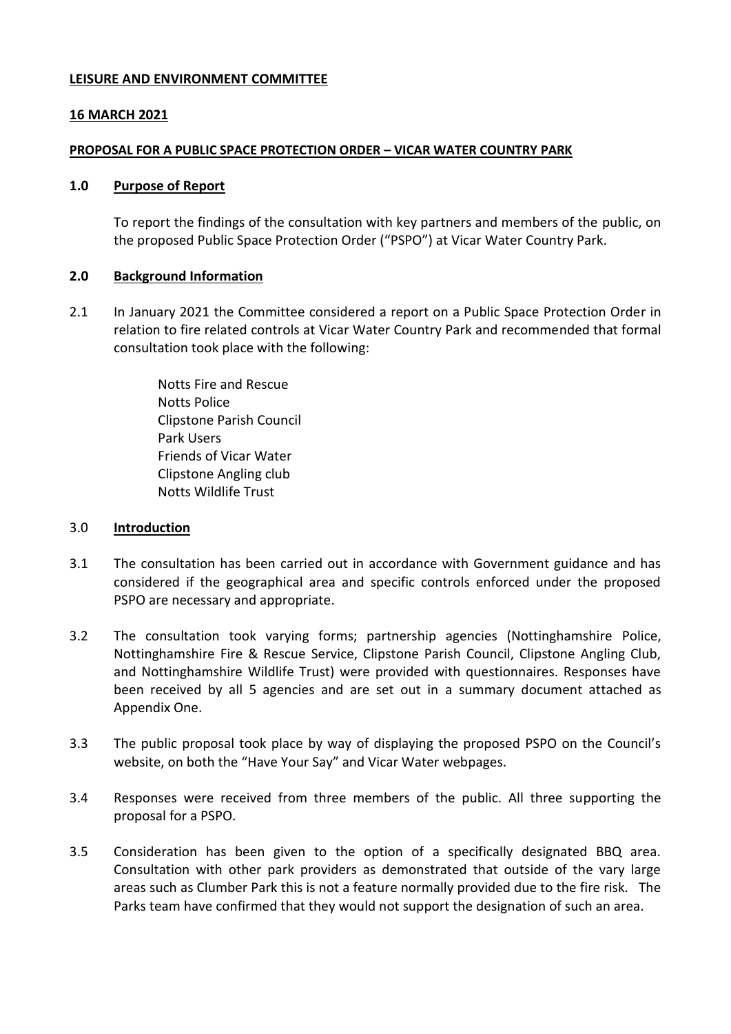**LEISURE AND ENVIRONMENT COMMITTEE**

**16 MARCH 2021**

**PROPOSAL FOR A PUBLIC SPACE PROTECTION ORDER – VICAR WATER COUNTRY PARK**

## 1.0 Purpose of Report

To report the findings of the consultation with key partners and members of the public, on the proposed Public Space Protection Order ("PSPO") at Vicar Water Country Park.

## 2.0 Background Information

2.1 In January 2021 the Committee considered a report on a Public Space Protection Order in relation to fire related controls at Vicar Water Country Park and recommended that formal consultation took place with the following:

Notts Fire and Rescue
Notts Police
Clipstone Parish Council
Park Users
Friends of Vicar Water
Clipstone Angling club
Notts Wildlife Trust

## 3.0 Introduction

3.1 The consultation has been carried out in accordance with Government guidance and has considered if the geographical area and specific controls enforced under the proposed PSPO are necessary and appropriate.

3.2 The consultation took varying forms; partnership agencies (Nottinghamshire Police, Nottinghamshire Fire & Rescue Service, Clipstone Parish Council, Clipstone Angling Club, and Nottinghamshire Wildlife Trust) were provided with questionnaires. Responses have been received by all 5 agencies and are set out in a summary document attached as Appendix One.

3.3 The public proposal took place by way of displaying the proposed PSPO on the Council's website, on both the "Have Your Say" and Vicar Water webpages.

3.4 Responses were received from three members of the public. All three supporting the proposal for a PSPO.

3.5 Consideration has been given to the option of a specifically designated BBQ area. Consultation with other park providers as demonstrated that outside of the vary large areas such as Clumber Park this is not a feature normally provided due to the fire risk. The Parks team have confirmed that they would not support the designation of such an area.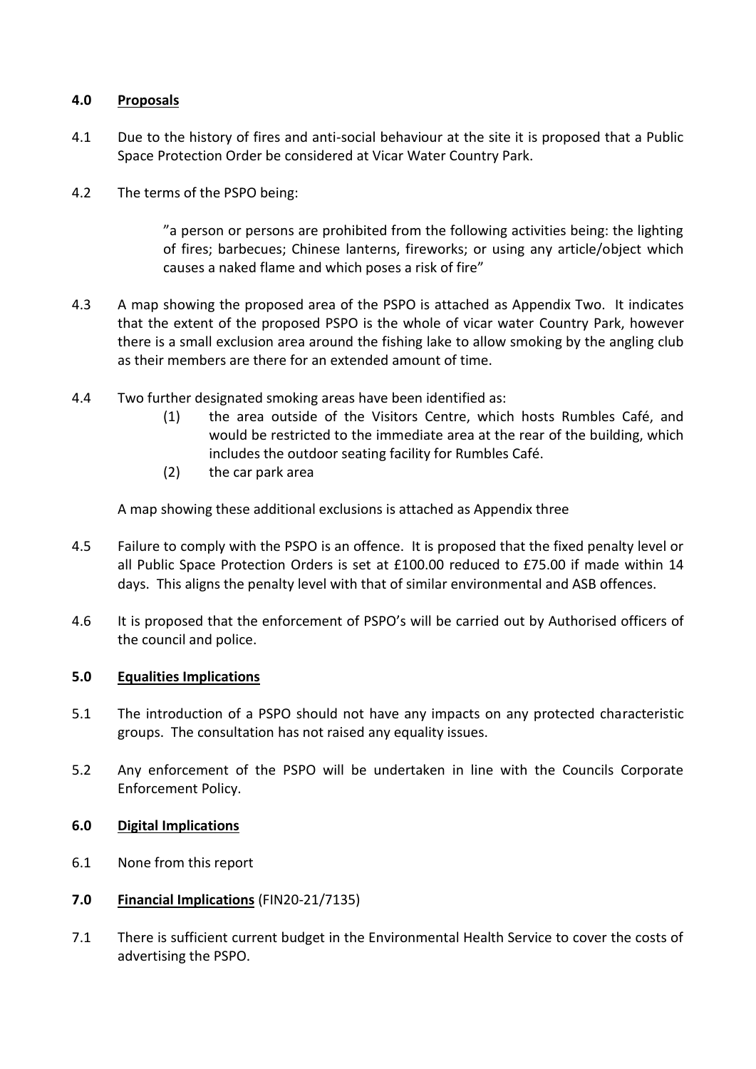## 4.0 Proposals

4.1 Due to the history of fires and anti-social behaviour at the site it is proposed that a Public Space Protection Order be considered at Vicar Water Country Park.

4.2 The terms of the PSPO being:

> ”a person or persons are prohibited from the following activities being: the lighting of fires; barbecues; Chinese lanterns, fireworks; or using any article/object which causes a naked flame and which poses a risk of fire”

4.3 A map showing the proposed area of the PSPO is attached as Appendix Two. It indicates that the extent of the proposed PSPO is the whole of vicar water Country Park, however there is a small exclusion area around the fishing lake to allow smoking by the angling club as their members are there for an extended amount of time.

4.4 Two further designated smoking areas have been identified as:

(1) the area outside of the Visitors Centre, which hosts Rumbles Café, and would be restricted to the immediate area at the rear of the building, which includes the outdoor seating facility for Rumbles Café.

(2) the car park area

A map showing these additional exclusions is attached as Appendix three

4.5 Failure to comply with the PSPO is an offence. It is proposed that the fixed penalty level or all Public Space Protection Orders is set at £100.00 reduced to £75.00 if made within 14 days. This aligns the penalty level with that of similar environmental and ASB offences.

4.6 It is proposed that the enforcement of PSPO's will be carried out by Authorised officers of the council and police.

## 5.0 Equalities Implications

5.1 The introduction of a PSPO should not have any impacts on any protected characteristic groups. The consultation has not raised any equality issues.

5.2 Any enforcement of the PSPO will be undertaken in line with the Councils Corporate Enforcement Policy.

## 6.0 Digital Implications

6.1 None from this report

## 7.0 Financial Implications (FIN20-21/7135)

7.1 There is sufficient current budget in the Environmental Health Service to cover the costs of advertising the PSPO.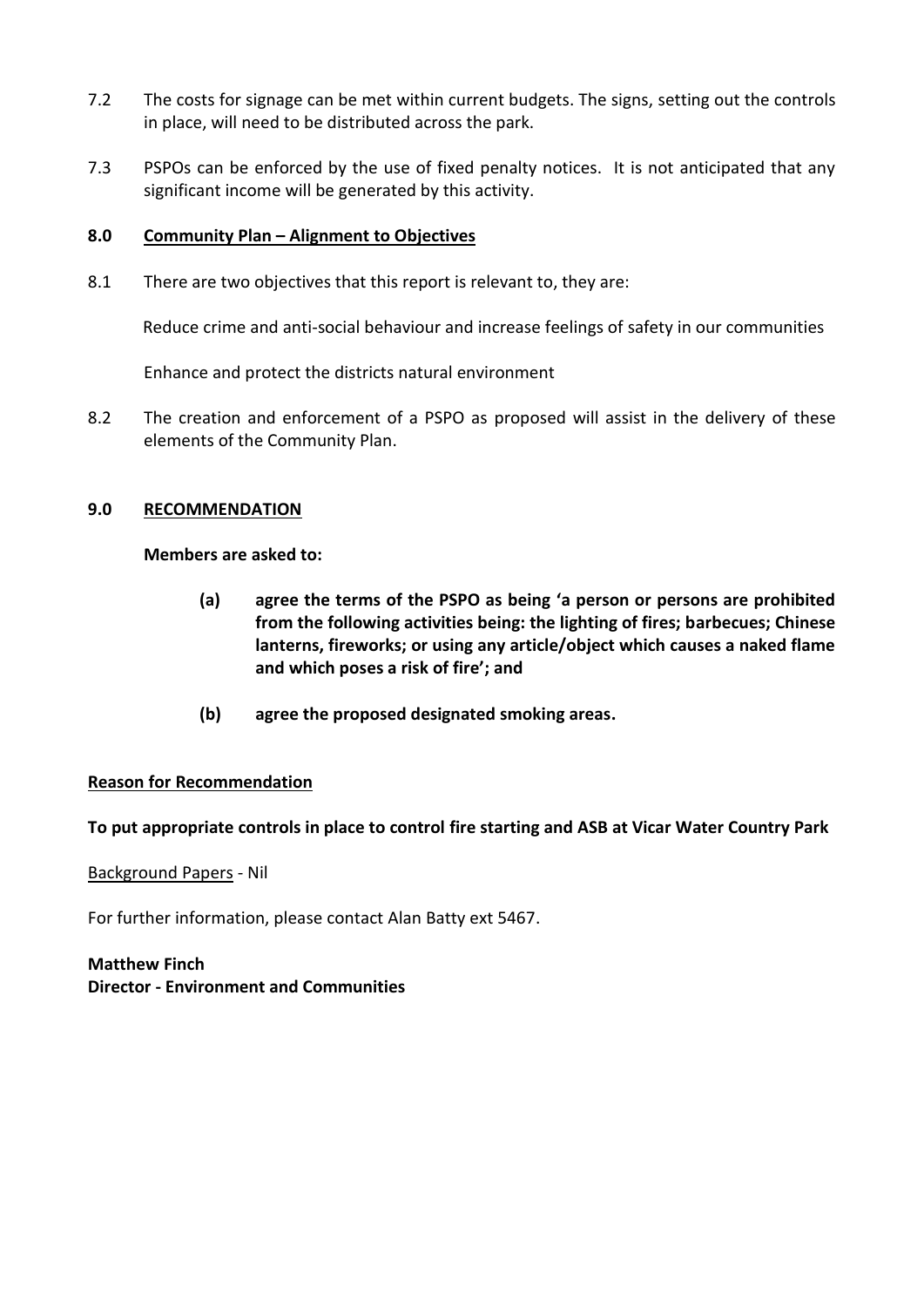7.2 The costs for signage can be met within current budgets. The signs, setting out the controls in place, will need to be distributed across the park.

7.3 PSPOs can be enforced by the use of fixed penalty notices. It is not anticipated that any significant income will be generated by this activity.

## 8.0 Community Plan – Alignment to Objectives

8.1 There are two objectives that this report is relevant to, they are:

Reduce crime and anti-social behaviour and increase feelings of safety in our communities

Enhance and protect the districts natural environment

8.2 The creation and enforcement of a PSPO as proposed will assist in the delivery of these elements of the Community Plan.

## 9.0 RECOMMENDATION

**Members are asked to:**

**(a) agree the terms of the PSPO as being 'a person or persons are prohibited from the following activities being: the lighting of fires; barbecues; Chinese lanterns, fireworks; or using any article/object which causes a naked flame and which poses a risk of fire'; and**

**(b) agree the proposed designated smoking areas.**

**Reason for Recommendation**

**To put appropriate controls in place to control fire starting and ASB at Vicar Water Country Park**

Background Papers - Nil

For further information, please contact Alan Batty ext 5467.

**Matthew Finch**
**Director - Environment and Communities**